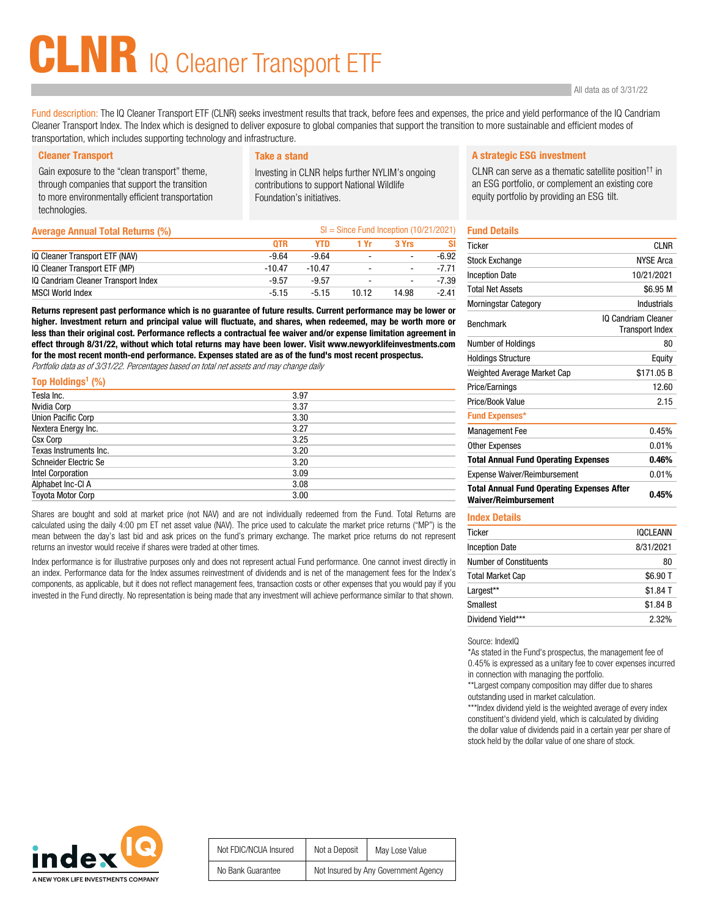# CLNR IQ Cleaner Transport ETF

All data as of 3/31/22

Fund description: The IQ Cleaner Transport ETF (CLNR) seeks investment results that track, before fees and expenses, the price and yield performance of the IQ Candriam Cleaner Transport Index. The Index which is designed to deliver exposure to global companies that support the transition to more sustainable and efficient modes of transportation, which includes supporting technology and infrastructure.

### Cleaner Transport

Gain exposure to the "clean transport" theme, through companies that support the transition to more environmentally efficient transportation technologies.

### Take a stand

Investing in CLNR helps further NYLIM's ongoing contributions to support National Wildlife Foundation's initiatives.

### A strategic ESG investment

CLNR can serve as a thematic satellite position†† in an ESG portfolio, or complement an existing core equity portfolio by providing an ESG tilt.

## Average Annual Total Returns (%)

SI = Since Fund Inception (10/21/2021)

| | QTR | YTD | 1 Yr | 3 Yrs | SI |
|---|---|---|---|---|---|
| IQ Cleaner Transport ETF (NAV) | -9.64 | -9.64 | - | - | -6.92 |
| IQ Cleaner Transport ETF (MP) | -10.47 | -10.47 | - | - | -7.71 |
| IQ Candriam Cleaner Transport Index | -9.57 | -9.57 | - | - | -7.39 |
| MSCI World Index | -5.15 | -5.15 | 10.12 | 14.98 | -2.41 |

**Returns represent past performance which is no guarantee of future results. Current performance may be lower or higher. Investment return and principal value will fluctuate, and shares, when redeemed, may be worth more or less than their original cost. Performance reflects a contractual fee waiver and/or expense limitation agreement in effect through 8/31/22, without which total returns may have been lower. Visit www.newyorklifeinvestments.com for the most recent month-end performance. Expenses stated are as of the fund's most recent prospectus.**

*Portfolio data as of 3/31/22. Percentages based on total net assets and may change daily*

## Top Holdings[1] (%)

| | |
|---|---|
| Tesla Inc. | 3.97 |
| Nvidia Corp | 3.37 |
| Union Pacific Corp | 3.30 |
| Nextera Energy Inc. | 3.27 |
| Csx Corp | 3.25 |
| Texas Instruments Inc. | 3.20 |
| Schneider Electric Se | 3.20 |
| Intel Corporation | 3.09 |
| Alphabet Inc-Cl A | 3.08 |
| Toyota Motor Corp | 3.00 |

Shares are bought and sold at market price (not NAV) and are not individually redeemed from the Fund. Total Returns are calculated using the daily 4:00 pm ET net asset value (NAV). The price used to calculate the market price returns ("MP") is the mean between the day's last bid and ask prices on the fund's primary exchange. The market price returns do not represent returns an investor would receive if shares were traded at other times.

Index performance is for illustrative purposes only and does not represent actual Fund performance. One cannot invest directly in an index. Performance data for the Index assumes reinvestment of dividends and is net of the management fees for the Index's components, as applicable, but it does not reflect management fees, transaction costs or other expenses that you would pay if you invested in the Fund directly. No representation is being made that any investment will achieve performance similar to that shown.

## Fund Details

| | |
|---|---|
| Ticker | CLNR |
| Stock Exchange | NYSE Arca |
| Inception Date | 10/21/2021 |
| Total Net Assets | $6.95 M |
| Morningstar Category | Industrials |
| Benchmark | IQ Candriam Cleaner Transport Index |
| Number of Holdings | 80 |
| Holdings Structure | Equity |
| Weighted Average Market Cap | $171.05 B |
| Price/Earnings | 12.60 |
| Price/Book Value | 2.15 |

## Fund Expenses*

| | |
|---|---|
| Management Fee | 0.45% |
| Other Expenses | 0.01% |
| **Total Annual Fund Operating Expenses** | **0.46%** |
| Expense Waiver/Reimbursement | 0.01% |
| **Total Annual Fund Operating Expenses After Waiver/Reimbursement** | **0.45%** |

## Index Details

| | |
|---|---|
| Ticker | IQCLEANN |
| Inception Date | 8/31/2021 |
| Number of Constituents | 80 |
| Total Market Cap | $6.90 T |
| Largest** | $1.84 T |
| Smallest | $1.84 B |
| Dividend Yield*** | 2.32% |

Source: IndexIQ

*As stated in the Fund's prospectus, the management fee of 0.45% is expressed as a unitary fee to cover expenses incurred in connection with managing the portfolio.

**Largest company composition may differ due to shares outstanding used in market calculation.

***Index dividend yield is the weighted average of every index constituent's dividend yield, which is calculated by dividing the dollar value of dividends paid in a certain year per share of stock held by the dollar value of one share of stock.

index IQ — A NEW YORK LIFE INVESTMENTS COMPANY

| Not FDIC/NCUA Insured | Not a Deposit | May Lose Value |
|---|---|---|
| No Bank Guarantee | Not Insured by Any Government Agency | |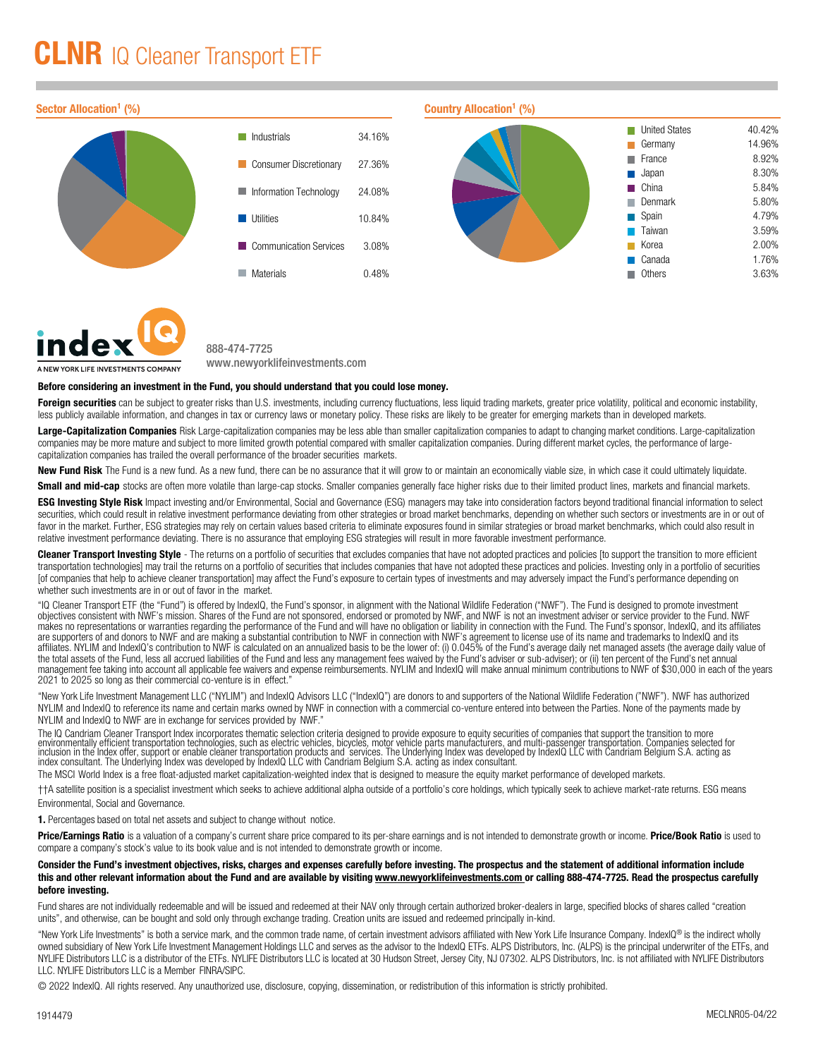# CLNR IQ Cleaner Transport ETF

## Sector Allocation[1] (%)

Industrials 34.16%
Consumer Discretionary 27.36%
Information Technology 24.08%
Utilities 10.84%
Communication Services 3.08%
Materials 0.48%

## Country Allocation[1] (%)

United States 40.42%
Germany 14.96%
France 8.92%
Japan 8.30%
China 5.84%
Denmark 5.80%
Spain 4.79%
Taiwan 3.59%
Korea 2.00%
Canada 1.76%
Others 3.63%

indexIQ
A NEW YORK LIFE INVESTMENTS COMPANY

888-474-7725
www.newyorklifeinvestments.com

**Before considering an investment in the Fund, you should understand that you could lose money.**

**Foreign securities** can be subject to greater risks than U.S. investments, including currency fluctuations, less liquid trading markets, greater price volatility, political and economic instability, less publicly available information, and changes in tax or currency laws or monetary policy. These risks are likely to be greater for emerging markets than in developed markets.

**Large-Capitalization Companies** Risk Large-capitalization companies may be less able than smaller capitalization companies to adapt to changing market conditions. Large-capitalization companies may be more mature and subject to more limited growth potential compared with smaller capitalization companies. During different market cycles, the performance of large-capitalization companies has trailed the overall performance of the broader securities markets.

**New Fund Risk** The Fund is a new fund. As a new fund, there can be no assurance that it will grow to or maintain an economically viable size, in which case it could ultimately liquidate.

**Small and mid-cap** stocks are often more volatile than large-cap stocks. Smaller companies generally face higher risks due to their limited product lines, markets and financial markets.

**ESG Investing Style Risk** Impact investing and/or Environmental, Social and Governance (ESG) managers may take into consideration factors beyond traditional financial information to select securities, which could result in relative investment performance deviating from other strategies or broad market benchmarks, depending on whether such sectors or investments are in or out of favor in the market. Further, ESG strategies may rely on certain values based criteria to eliminate exposures found in similar strategies or broad market benchmarks, which could also result in relative investment performance deviating. There is no assurance that employing ESG strategies will result in more favorable investment performance.

**Cleaner Transport Investing Style** - The returns on a portfolio of securities that excludes companies that have not adopted practices and policies [to support the transition to more efficient transportation technologies] may trail the returns on a portfolio of securities that includes companies that have not adopted these practices and policies. Investing only in a portfolio of securities [of companies that help to achieve cleaner transportation] may affect the Fund's exposure to certain types of investments and may adversely impact the Fund's performance depending on whether such investments are in or out of favor in the market.

"IQ Cleaner Transport ETF (the "Fund") is offered by IndexIQ, the Fund's sponsor, in alignment with the National Wildlife Federation ("NWF"). The Fund is designed to promote investment objectives consistent with NWF's mission. Shares of the Fund are not sponsored, endorsed or promoted by NWF, and NWF is not an investment adviser or service provider to the Fund. NWF makes no representations or warranties regarding the performance of the Fund and will have no obligation or liability in connection with the Fund. The Fund's sponsor, IndexIQ, and its affiliates are supporters of and donors to NWF and are making a substantial contribution to NWF in connection with NWF's agreement to license use of its name and trademarks to IndexIQ and its affiliates. NYLIM and IndexIQ's contribution to NWF is calculated on an annualized basis to be the lower of: (i) 0.045% of the Fund's average daily net managed assets (the average daily value of the total assets of the Fund, less all accrued liabilities of the Fund and less any management fees waived by the Fund's adviser or sub-adviser); or (ii) ten percent of the Fund's net annual management fee taking into account all applicable fee waivers and expense reimbursements. NYLIM and IndexIQ will make annual minimum contributions to NWF of $30,000 in each of the years 2021 to 2025 so long as their commercial co-venture is in effect."

"New York Life Investment Management LLC ("NYLIM") and IndexIQ Advisors LLC ("IndexIQ") are donors to and supporters of the National Wildlife Federation ("NWF"). NWF has authorized NYLIM and IndexIQ to reference its name and certain marks owned by NWF in connection with a commercial co-venture entered into between the Parties. None of the payments made by NYLIM and IndexIQ to NWF are in exchange for services provided by NWF."

The IQ Candriam Cleaner Transport Index incorporates thematic selection criteria designed to provide exposure to equity securities of companies that support the transition to more environmentally efficient transportation technologies, such as electric vehicles, bicycles, motor vehicle parts manufacturers, and multi-passenger transportation. Companies selected for inclusion in the Index offer, support or enable cleaner transportation products and services. The Underlying Index was developed by IndexIQ LLC with Candriam Belgium S.A. acting as index consultant. The Underlying Index was developed by IndexIQ LLC with Candriam Belgium S.A. acting as index consultant.

The MSCI World Index is a free float-adjusted market capitalization-weighted index that is designed to measure the equity market performance of developed markets.

††A satellite position is a specialist investment which seeks to achieve additional alpha outside of a portfolio's core holdings, which typically seek to achieve market-rate returns. ESG means Environmental, Social and Governance.

**1.** Percentages based on total net assets and subject to change without notice.

**Price/Earnings Ratio** is a valuation of a company's current share price compared to its per-share earnings and is not intended to demonstrate growth or income. **Price/Book Ratio** is used to compare a company's stock's value to its book value and is not intended to demonstrate growth or income.

**Consider the Fund's investment objectives, risks, charges and expenses carefully before investing. The prospectus and the statement of additional information include this and other relevant information about the Fund and are available by visiting www.newyorklifeinvestments.com or calling 888-474-7725. Read the prospectus carefully before investing.**

Fund shares are not individually redeemable and will be issued and redeemed at their NAV only through certain authorized broker-dealers in large, specified blocks of shares called "creation units", and otherwise, can be bought and sold only through exchange trading. Creation units are issued and redeemed principally in-kind.

"New York Life Investments" is both a service mark, and the common trade name, of certain investment advisors affiliated with New York Life Insurance Company. IndexIQ® is the indirect wholly owned subsidiary of New York Life Investment Management Holdings LLC and serves as the advisor to the IndexIQ ETFs. ALPS Distributors, Inc. (ALPS) is the principal underwriter of the ETFs, and NYLIFE Distributors LLC is a distributor of the ETFs. NYLIFE Distributors LLC is located at 30 Hudson Street, Jersey City, NJ 07302. ALPS Distributors, Inc. is not affiliated with NYLIFE Distributors LLC. NYLIFE Distributors LLC is a Member FINRA/SIPC.

© 2022 IndexIQ. All rights reserved. Any unauthorized use, disclosure, copying, dissemination, or redistribution of this information is strictly prohibited.

1914479 MECLNR05-04/22